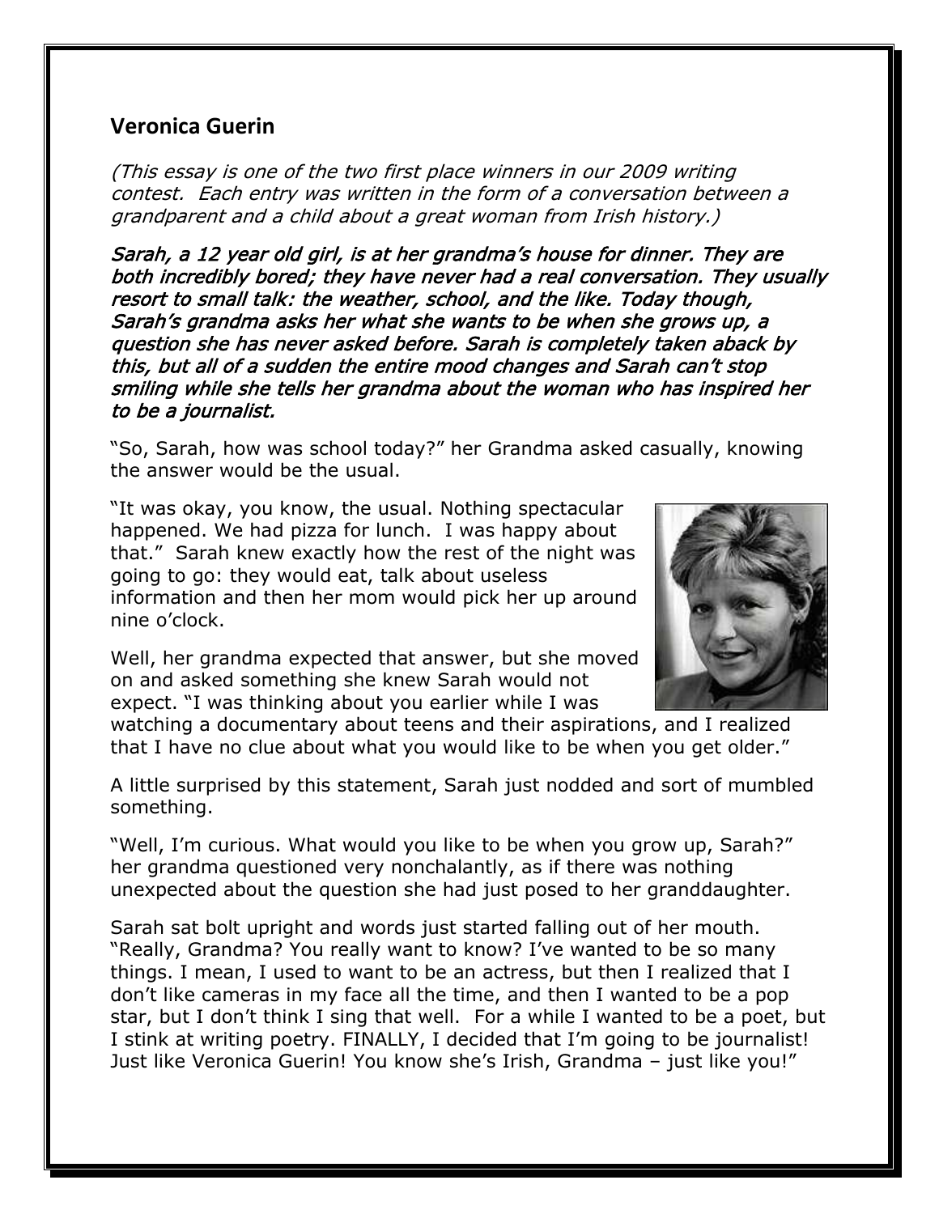## Veronica Guerin

*(This essay is one of the two first place winners in our 2009 writing contest. Each entry was written in the form of a conversation between a grandparent and a child about a great woman from Irish history.)*

***Sarah, a 12 year old girl, is at her grandma's house for dinner. They are both incredibly bored; they have never had a real conversation. They usually resort to small talk: the weather, school, and the like. Today though, Sarah's grandma asks her what she wants to be when she grows up, a question she has never asked before. Sarah is completely taken aback by this, but all of a sudden the entire mood changes and Sarah can't stop smiling while she tells her grandma about the woman who has inspired her to be a journalist.***

"So, Sarah, how was school today?" her Grandma asked casually, knowing the answer would be the usual.

"It was okay, you know, the usual. Nothing spectacular happened. We had pizza for lunch. I was happy about that." Sarah knew exactly how the rest of the night was going to go: they would eat, talk about useless information and then her mom would pick her up around nine o'clock.

Well, her grandma expected that answer, but she moved on and asked something she knew Sarah would not expect. "I was thinking about you earlier while I was watching a documentary about teens and their aspirations, and I realized that I have no clue about what you would like to be when you get older."

A little surprised by this statement, Sarah just nodded and sort of mumbled something.

"Well, I'm curious. What would you like to be when you grow up, Sarah?" her grandma questioned very nonchalantly, as if there was nothing unexpected about the question she had just posed to her granddaughter.

Sarah sat bolt upright and words just started falling out of her mouth. "Really, Grandma? You really want to know? I've wanted to be so many things. I mean, I used to want to be an actress, but then I realized that I don't like cameras in my face all the time, and then I wanted to be a pop star, but I don't think I sing that well. For a while I wanted to be a poet, but I stink at writing poetry. FINALLY, I decided that I'm going to be journalist! Just like Veronica Guerin! You know she's Irish, Grandma – just like you!"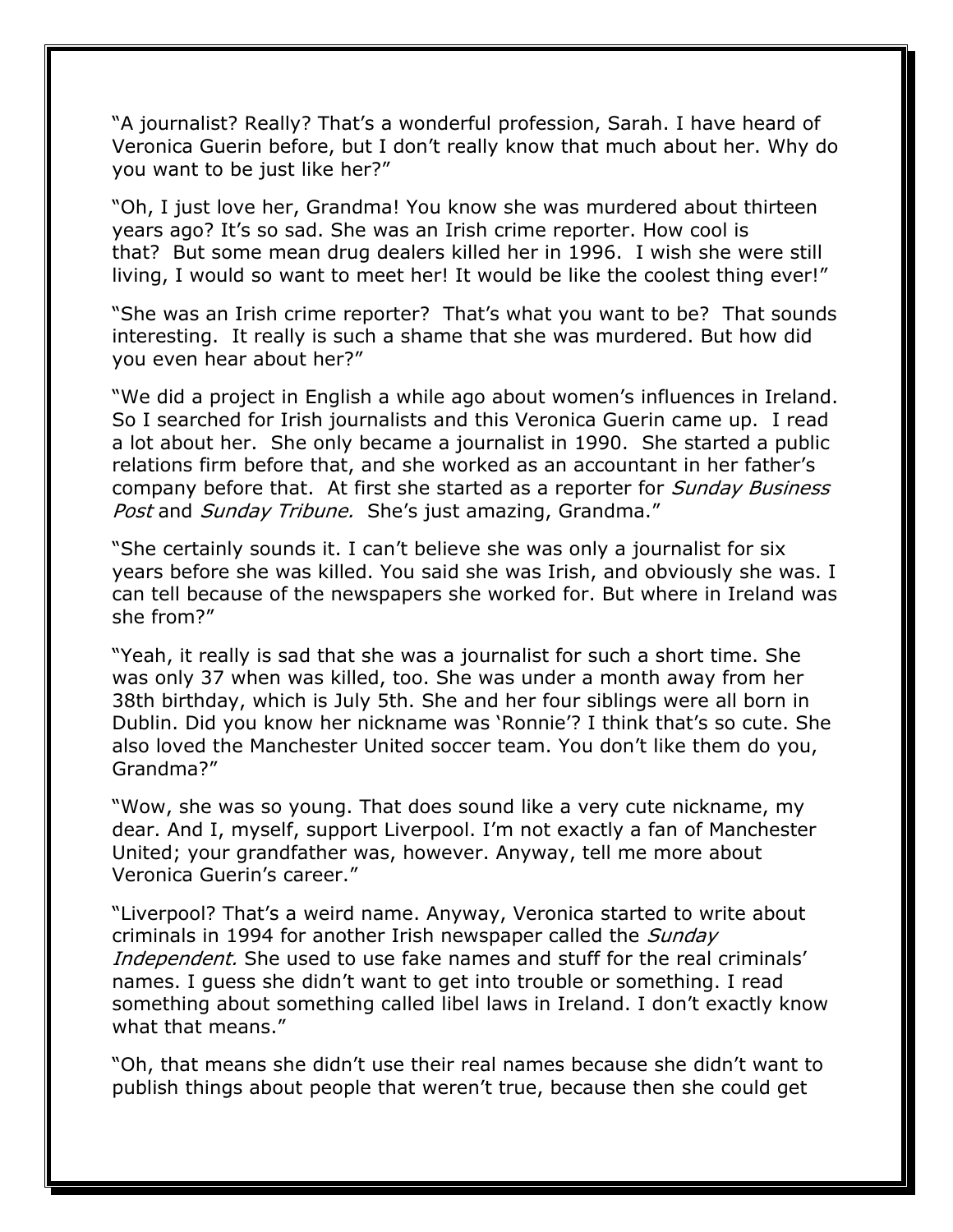"A journalist? Really? That's a wonderful profession, Sarah. I have heard of Veronica Guerin before, but I don't really know that much about her. Why do you want to be just like her?"

"Oh, I just love her, Grandma! You know she was murdered about thirteen years ago? It's so sad. She was an Irish crime reporter. How cool is that? But some mean drug dealers killed her in 1996. I wish she were still living, I would so want to meet her! It would be like the coolest thing ever!"

"She was an Irish crime reporter? That's what you want to be? That sounds interesting. It really is such a shame that she was murdered. But how did you even hear about her?"

"We did a project in English a while ago about women's influences in Ireland. So I searched for Irish journalists and this Veronica Guerin came up. I read a lot about her. She only became a journalist in 1990. She started a public relations firm before that, and she worked as an accountant in her father's company before that. At first she started as a reporter for *Sunday Business Post* and *Sunday Tribune.* She's just amazing, Grandma."

"She certainly sounds it. I can't believe she was only a journalist for six years before she was killed. You said she was Irish, and obviously she was. I can tell because of the newspapers she worked for. But where in Ireland was she from?"

"Yeah, it really is sad that she was a journalist for such a short time. She was only 37 when was killed, too. She was under a month away from her 38th birthday, which is July 5th. She and her four siblings were all born in Dublin. Did you know her nickname was 'Ronnie'? I think that's so cute. She also loved the Manchester United soccer team. You don't like them do you, Grandma?"

"Wow, she was so young. That does sound like a very cute nickname, my dear. And I, myself, support Liverpool. I'm not exactly a fan of Manchester United; your grandfather was, however. Anyway, tell me more about Veronica Guerin's career."

"Liverpool? That's a weird name. Anyway, Veronica started to write about criminals in 1994 for another Irish newspaper called the *Sunday Independent.* She used to use fake names and stuff for the real criminals' names. I guess she didn't want to get into trouble or something. I read something about something called libel laws in Ireland. I don't exactly know what that means."

"Oh, that means she didn't use their real names because she didn't want to publish things about people that weren't true, because then she could get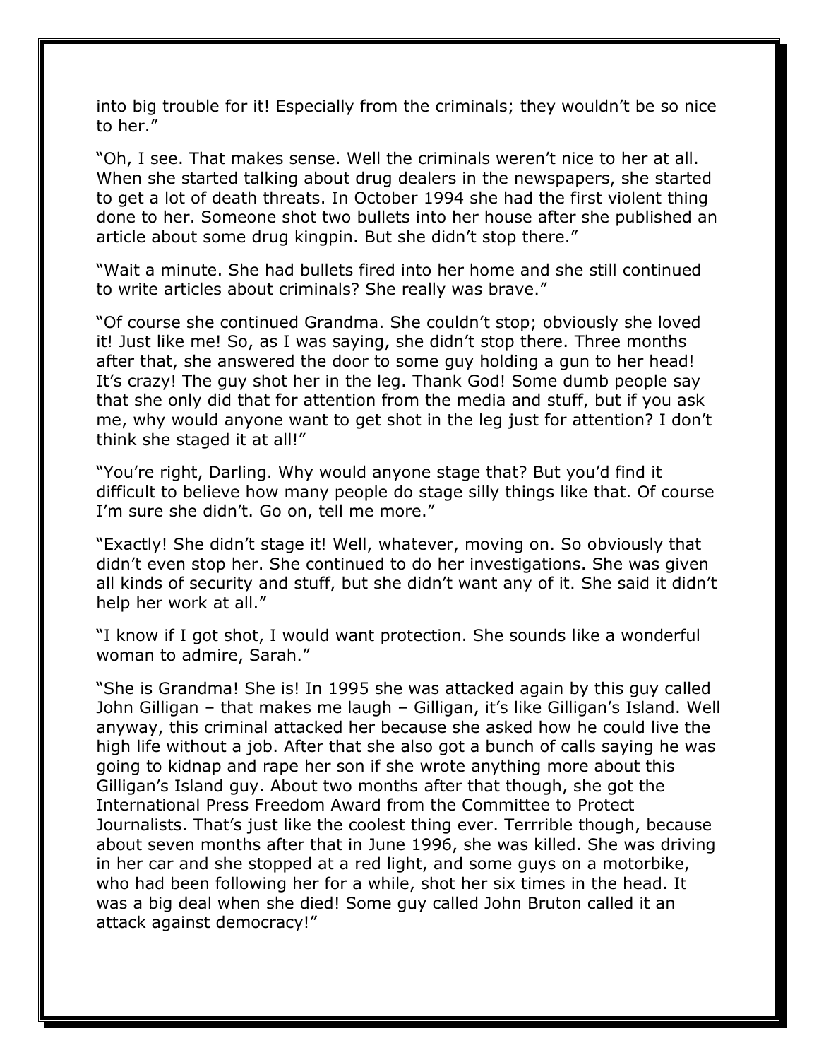into big trouble for it! Especially from the criminals; they wouldn't be so nice to her."

"Oh, I see. That makes sense. Well the criminals weren't nice to her at all. When she started talking about drug dealers in the newspapers, she started to get a lot of death threats. In October 1994 she had the first violent thing done to her. Someone shot two bullets into her house after she published an article about some drug kingpin. But she didn't stop there."

"Wait a minute. She had bullets fired into her home and she still continued to write articles about criminals? She really was brave."

"Of course she continued Grandma. She couldn't stop; obviously she loved it! Just like me! So, as I was saying, she didn't stop there. Three months after that, she answered the door to some guy holding a gun to her head! It's crazy! The guy shot her in the leg. Thank God! Some dumb people say that she only did that for attention from the media and stuff, but if you ask me, why would anyone want to get shot in the leg just for attention? I don't think she staged it at all!"

"You're right, Darling. Why would anyone stage that? But you'd find it difficult to believe how many people do stage silly things like that. Of course I'm sure she didn't. Go on, tell me more."

"Exactly! She didn't stage it! Well, whatever, moving on. So obviously that didn't even stop her. She continued to do her investigations. She was given all kinds of security and stuff, but she didn't want any of it. She said it didn't help her work at all."

"I know if I got shot, I would want protection. She sounds like a wonderful woman to admire, Sarah."

"She is Grandma! She is! In 1995 she was attacked again by this guy called John Gilligan – that makes me laugh – Gilligan, it's like Gilligan's Island. Well anyway, this criminal attacked her because she asked how he could live the high life without a job. After that she also got a bunch of calls saying he was going to kidnap and rape her son if she wrote anything more about this Gilligan's Island guy. About two months after that though, she got the International Press Freedom Award from the Committee to Protect Journalists. That's just like the coolest thing ever. Terrrible though, because about seven months after that in June 1996, she was killed. She was driving in her car and she stopped at a red light, and some guys on a motorbike, who had been following her for a while, shot her six times in the head. It was a big deal when she died! Some guy called John Bruton called it an attack against democracy!"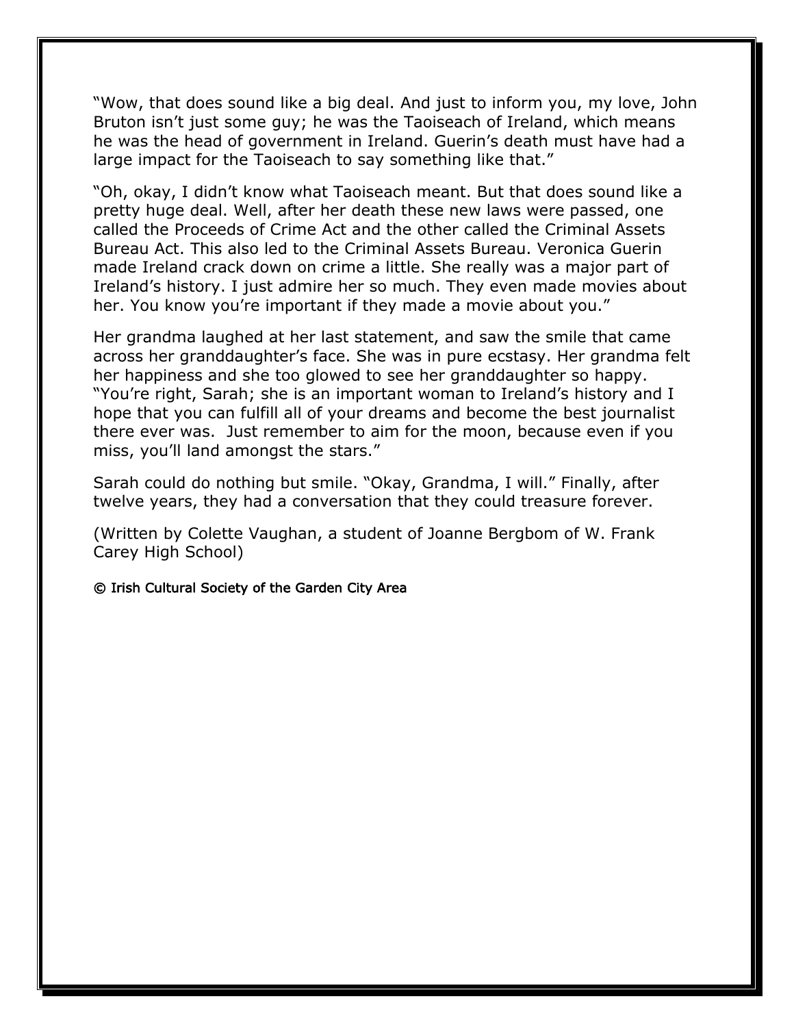"Wow, that does sound like a big deal. And just to inform you, my love, John Bruton isn't just some guy; he was the Taoiseach of Ireland, which means he was the head of government in Ireland. Guerin's death must have had a large impact for the Taoiseach to say something like that."

"Oh, okay, I didn't know what Taoiseach meant. But that does sound like a pretty huge deal. Well, after her death these new laws were passed, one called the Proceeds of Crime Act and the other called the Criminal Assets Bureau Act. This also led to the Criminal Assets Bureau. Veronica Guerin made Ireland crack down on crime a little. She really was a major part of Ireland's history. I just admire her so much. They even made movies about her. You know you're important if they made a movie about you."

Her grandma laughed at her last statement, and saw the smile that came across her granddaughter's face. She was in pure ecstasy. Her grandma felt her happiness and she too glowed to see her granddaughter so happy. "You're right, Sarah; she is an important woman to Ireland's history and I hope that you can fulfill all of your dreams and become the best journalist there ever was. Just remember to aim for the moon, because even if you miss, you'll land amongst the stars."

Sarah could do nothing but smile. "Okay, Grandma, I will." Finally, after twelve years, they had a conversation that they could treasure forever.

(Written by Colette Vaughan, a student of Joanne Bergbom of W. Frank Carey High School)

© Irish Cultural Society of the Garden City Area